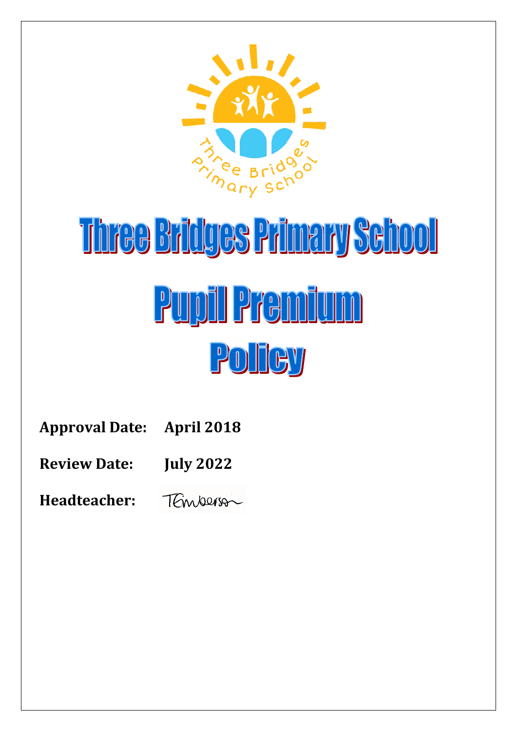# Three Bridges Primary School

# Pupil Premium Policy

**Approval Date:** **April 2018**

**Review Date:** **July 2022**

**Headteacher:** TEmberson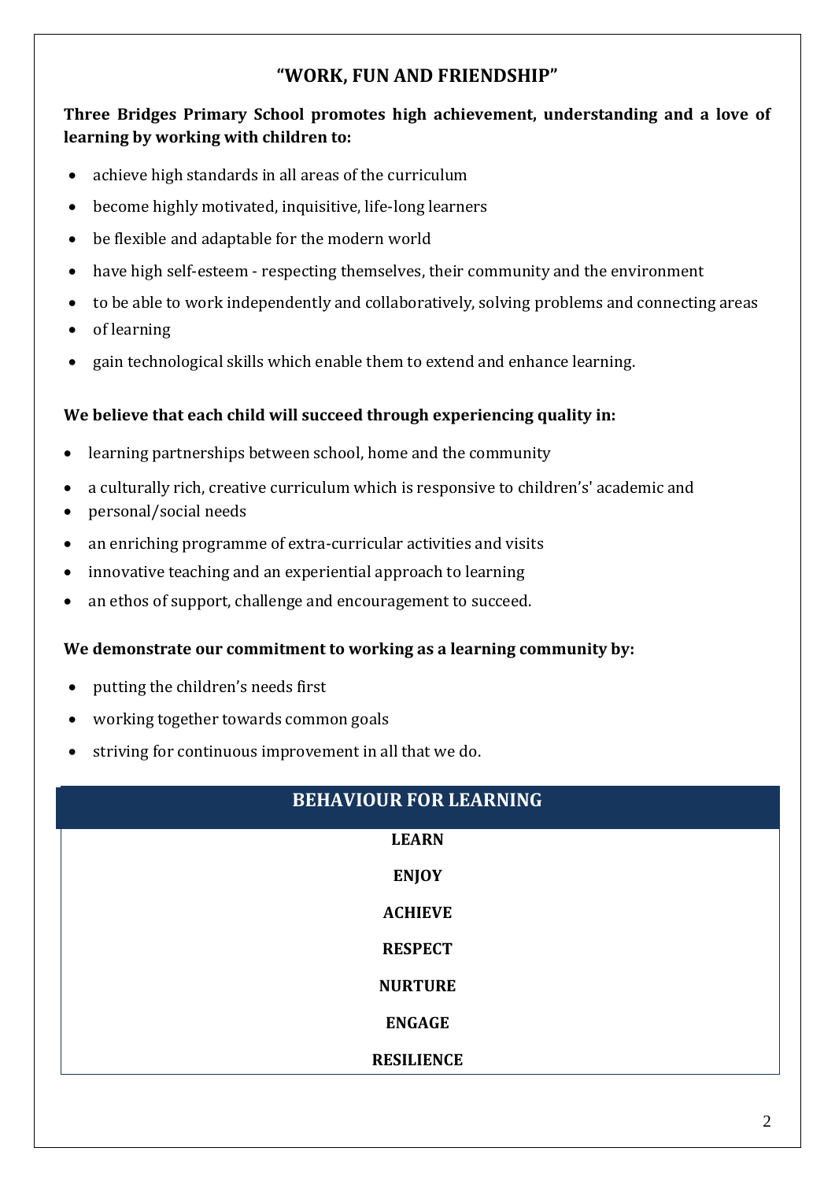## "WORK, FUN AND FRIENDSHIP"

**Three Bridges Primary School promotes high achievement, understanding and a love of learning by working with children to:**

- achieve high standards in all areas of the curriculum
- become highly motivated, inquisitive, life-long learners
- be flexible and adaptable for the modern world
- have high self-esteem - respecting themselves, their community and the environment
- to be able to work independently and collaboratively, solving problems and connecting areas
- of learning
- gain technological skills which enable them to extend and enhance learning.

**We believe that each child will succeed through experiencing quality in:**

- learning partnerships between school, home and the community
- a culturally rich, creative curriculum which is responsive to children's' academic and
- personal/social needs
- an enriching programme of extra-curricular activities and visits
- innovative teaching and an experiential approach to learning
- an ethos of support, challenge and encouragement to succeed.

**We demonstrate our commitment to working as a learning community by:**

- putting the children's needs first
- working together towards common goals
- striving for continuous improvement in all that we do.

| BEHAVIOUR FOR LEARNING |
|---|
| **LEARN** |
| **ENJOY** |
| **ACHIEVE** |
| **RESPECT** |
| **NURTURE** |
| **ENGAGE** |
| **RESILIENCE** |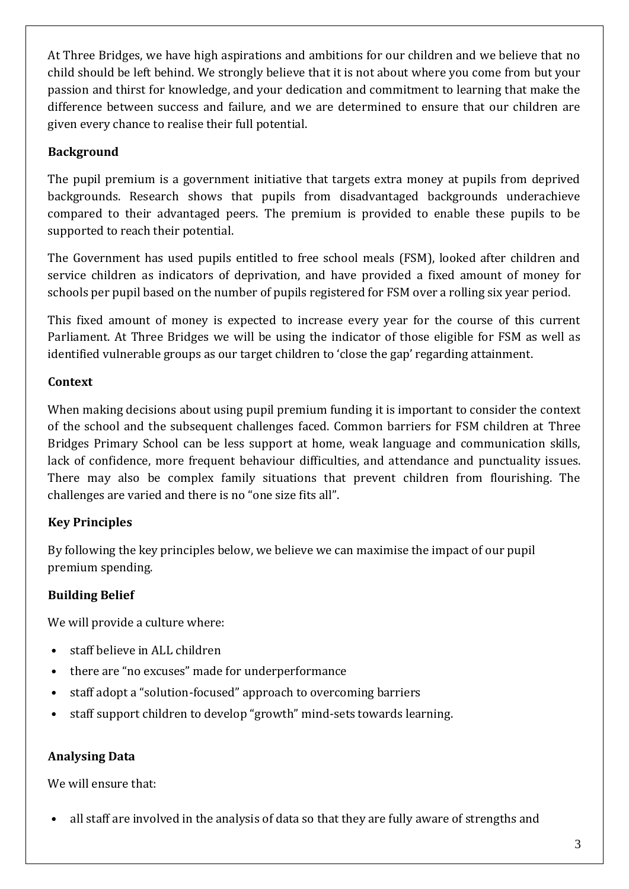At Three Bridges, we have high aspirations and ambitions for our children and we believe that no child should be left behind. We strongly believe that it is not about where you come from but your passion and thirst for knowledge, and your dedication and commitment to learning that make the difference between success and failure, and we are determined to ensure that our children are given every chance to realise their full potential.

**Background**

The pupil premium is a government initiative that targets extra money at pupils from deprived backgrounds. Research shows that pupils from disadvantaged backgrounds underachieve compared to their advantaged peers. The premium is provided to enable these pupils to be supported to reach their potential.

The Government has used pupils entitled to free school meals (FSM), looked after children and service children as indicators of deprivation, and have provided a fixed amount of money for schools per pupil based on the number of pupils registered for FSM over a rolling six year period.

This fixed amount of money is expected to increase every year for the course of this current Parliament. At Three Bridges we will be using the indicator of those eligible for FSM as well as identified vulnerable groups as our target children to 'close the gap' regarding attainment.

**Context**

When making decisions about using pupil premium funding it is important to consider the context of the school and the subsequent challenges faced. Common barriers for FSM children at Three Bridges Primary School can be less support at home, weak language and communication skills, lack of confidence, more frequent behaviour difficulties, and attendance and punctuality issues. There may also be complex family situations that prevent children from flourishing. The challenges are varied and there is no "one size fits all".

**Key Principles**

By following the key principles below, we believe we can maximise the impact of our pupil premium spending.

**Building Belief**

We will provide a culture where:

- staff believe in ALL children
- there are "no excuses" made for underperformance
- staff adopt a "solution-focused" approach to overcoming barriers
- staff support children to develop "growth" mind-sets towards learning.

**Analysing Data**

We will ensure that:

- all staff are involved in the analysis of data so that they are fully aware of strengths and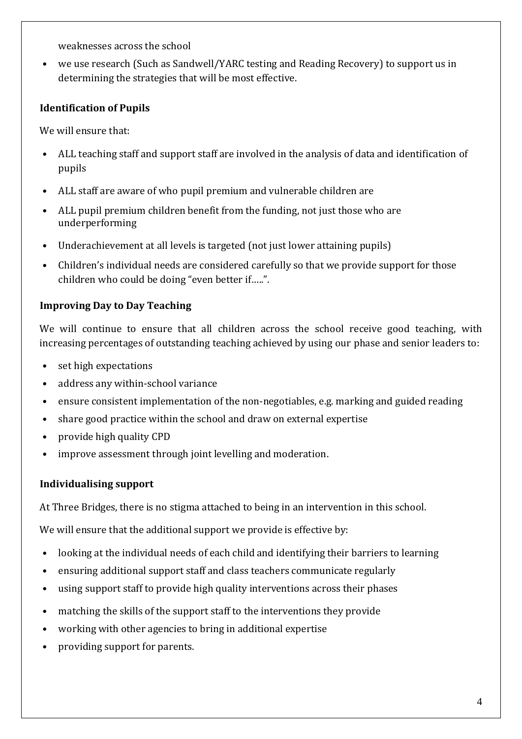weaknesses across the school

- we use research (Such as Sandwell/YARC testing and Reading Recovery) to support us in determining the strategies that will be most effective.

### Identification of Pupils

We will ensure that:

- ALL teaching staff and support staff are involved in the analysis of data and identification of pupils
- ALL staff are aware of who pupil premium and vulnerable children are
- ALL pupil premium children benefit from the funding, not just those who are underperforming
- Underachievement at all levels is targeted (not just lower attaining pupils)
- Children's individual needs are considered carefully so that we provide support for those children who could be doing "even better if…..".

### Improving Day to Day Teaching

We will continue to ensure that all children across the school receive good teaching, with increasing percentages of outstanding teaching achieved by using our phase and senior leaders to:

- set high expectations
- address any within-school variance
- ensure consistent implementation of the non-negotiables, e.g. marking and guided reading
- share good practice within the school and draw on external expertise
- provide high quality CPD
- improve assessment through joint levelling and moderation.

### Individualising support

At Three Bridges, there is no stigma attached to being in an intervention in this school.

We will ensure that the additional support we provide is effective by:

- looking at the individual needs of each child and identifying their barriers to learning
- ensuring additional support staff and class teachers communicate regularly
- using support staff to provide high quality interventions across their phases
- matching the skills of the support staff to the interventions they provide
- working with other agencies to bring in additional expertise
- providing support for parents.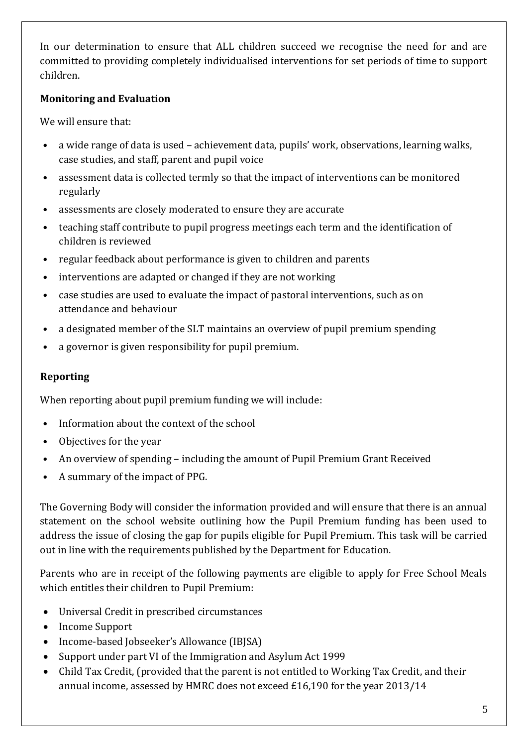In our determination to ensure that ALL children succeed we recognise the need for and are committed to providing completely individualised interventions for set periods of time to support children.

**Monitoring and Evaluation**

We will ensure that:

- a wide range of data is used – achievement data, pupils' work, observations, learning walks, case studies, and staff, parent and pupil voice
- assessment data is collected termly so that the impact of interventions can be monitored regularly
- assessments are closely moderated to ensure they are accurate
- teaching staff contribute to pupil progress meetings each term and the identification of children is reviewed
- regular feedback about performance is given to children and parents
- interventions are adapted or changed if they are not working
- case studies are used to evaluate the impact of pastoral interventions, such as on attendance and behaviour
- a designated member of the SLT maintains an overview of pupil premium spending
- a governor is given responsibility for pupil premium.

**Reporting**

When reporting about pupil premium funding we will include:

- Information about the context of the school
- Objectives for the year
- An overview of spending – including the amount of Pupil Premium Grant Received
- A summary of the impact of PPG.

The Governing Body will consider the information provided and will ensure that there is an annual statement on the school website outlining how the Pupil Premium funding has been used to address the issue of closing the gap for pupils eligible for Pupil Premium. This task will be carried out in line with the requirements published by the Department for Education.

Parents who are in receipt of the following payments are eligible to apply for Free School Meals which entitles their children to Pupil Premium:

- Universal Credit in prescribed circumstances
- Income Support
- Income-based Jobseeker's Allowance (IBJSA)
- Support under part VI of the Immigration and Asylum Act 1999
- Child Tax Credit, (provided that the parent is not entitled to Working Tax Credit, and their annual income, assessed by HMRC does not exceed £16,190 for the year 2013/14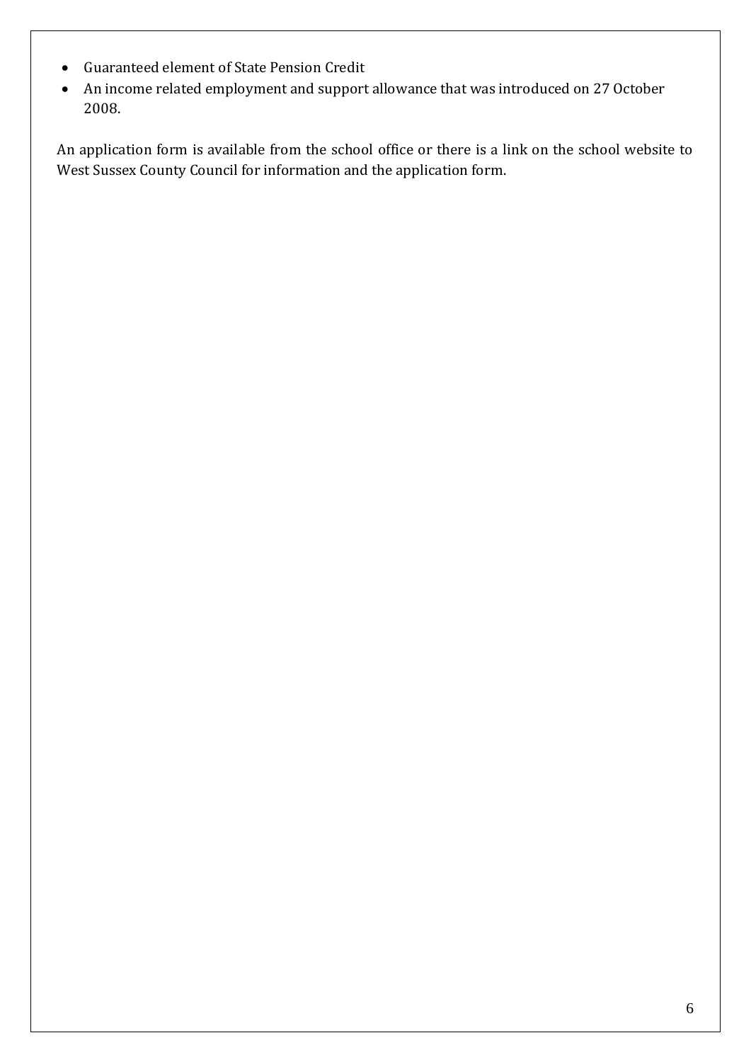- Guaranteed element of State Pension Credit
- An income related employment and support allowance that was introduced on 27 October 2008.

An application form is available from the school office or there is a link on the school website to West Sussex County Council for information and the application form.